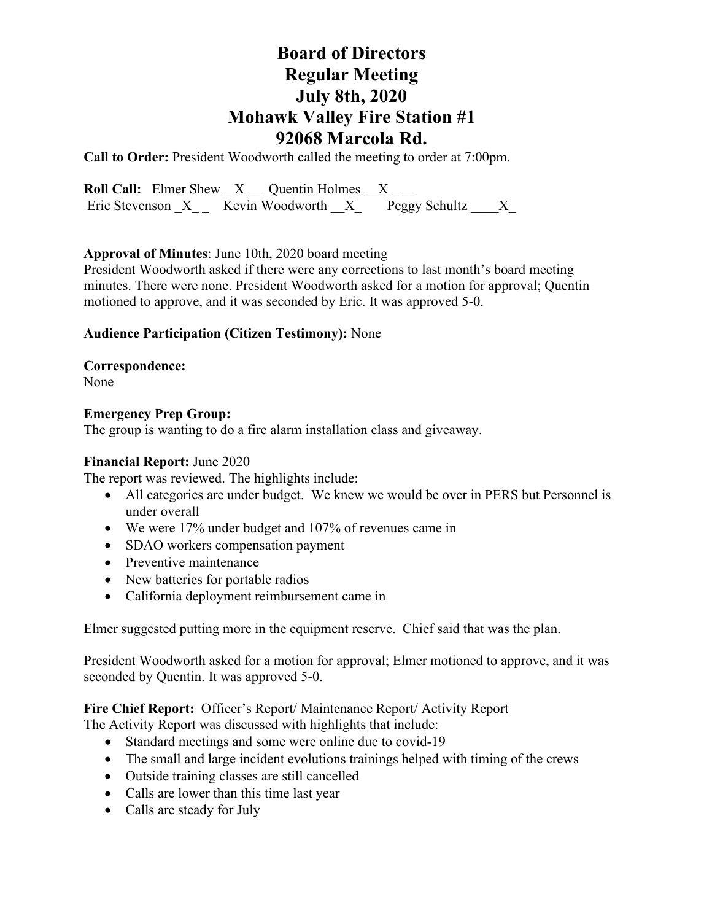# Board of Directors
# Regular Meeting
# July 8th, 2020
# Mohawk Valley Fire Station #1
# 92068 Marcola Rd.

**Call to Order:** President Woodworth called the meeting to order at 7:00pm.

**Roll Call:** Elmer Shew _ X __ Quentin Holmes __X _ __
Eric Stevenson _X_ _ Kevin Woodworth __X_ Peggy Schultz ____X_

**Approval of Minutes**: June 10th, 2020 board meeting
President Woodworth asked if there were any corrections to last month's board meeting minutes. There were none. President Woodworth asked for a motion for approval; Quentin motioned to approve, and it was seconded by Eric. It was approved 5-0.

**Audience Participation (Citizen Testimony):** None

**Correspondence:**
None

**Emergency Prep Group:**
The group is wanting to do a fire alarm installation class and giveaway.

**Financial Report:** June 2020
The report was reviewed. The highlights include:

- All categories are under budget. We knew we would be over in PERS but Personnel is under overall
- We were 17% under budget and 107% of revenues came in
- SDAO workers compensation payment
- Preventive maintenance
- New batteries for portable radios
- California deployment reimbursement came in

Elmer suggested putting more in the equipment reserve. Chief said that was the plan.

President Woodworth asked for a motion for approval; Elmer motioned to approve, and it was seconded by Quentin. It was approved 5-0.

**Fire Chief Report:** Officer's Report/ Maintenance Report/ Activity Report
The Activity Report was discussed with highlights that include:

- Standard meetings and some were online due to covid-19
- The small and large incident evolutions trainings helped with timing of the crews
- Outside training classes are still cancelled
- Calls are lower than this time last year
- Calls are steady for July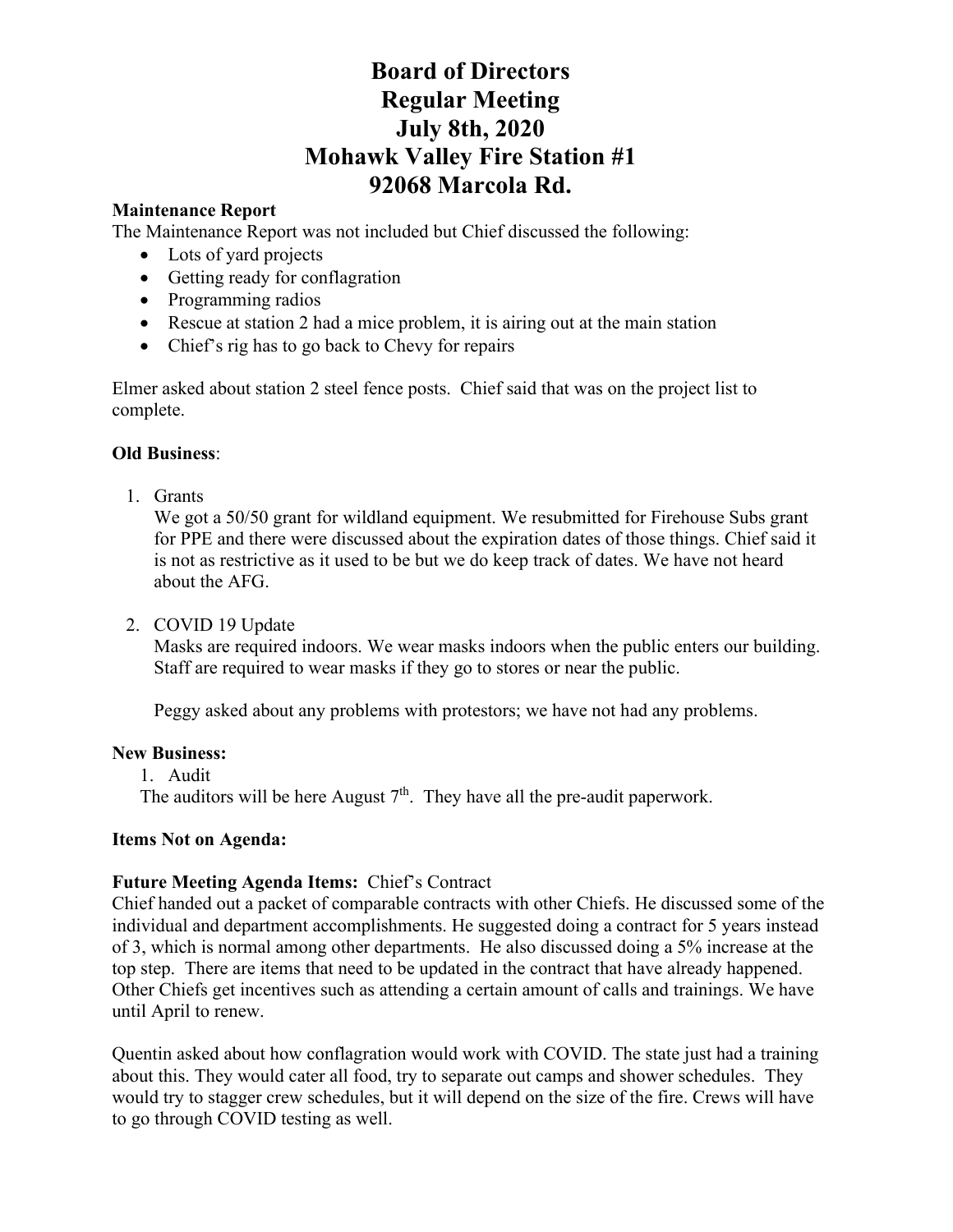# Board of Directors
# Regular Meeting
# July 8th, 2020
# Mohawk Valley Fire Station #1
# 92068 Marcola Rd.

**Maintenance Report**

The Maintenance Report was not included but Chief discussed the following:

- Lots of yard projects
- Getting ready for conflagration
- Programming radios
- Rescue at station 2 had a mice problem, it is airing out at the main station
- Chief's rig has to go back to Chevy for repairs

Elmer asked about station 2 steel fence posts. Chief said that was on the project list to complete.

**Old Business**:

1. Grants

   We got a 50/50 grant for wildland equipment. We resubmitted for Firehouse Subs grant for PPE and there were discussed about the expiration dates of those things. Chief said it is not as restrictive as it used to be but we do keep track of dates. We have not heard about the AFG.

2. COVID 19 Update

   Masks are required indoors. We wear masks indoors when the public enters our building. Staff are required to wear masks if they go to stores or near the public.

   Peggy asked about any problems with protestors; we have not had any problems.

**New Business:**

1. Audit

The auditors will be here August 7th. They have all the pre-audit paperwork.

**Items Not on Agenda:**

**Future Meeting Agenda Items:** Chief's Contract

Chief handed out a packet of comparable contracts with other Chiefs. He discussed some of the individual and department accomplishments. He suggested doing a contract for 5 years instead of 3, which is normal among other departments. He also discussed doing a 5% increase at the top step. There are items that need to be updated in the contract that have already happened. Other Chiefs get incentives such as attending a certain amount of calls and trainings. We have until April to renew.

Quentin asked about how conflagration would work with COVID. The state just had a training about this. They would cater all food, try to separate out camps and shower schedules. They would try to stagger crew schedules, but it will depend on the size of the fire. Crews will have to go through COVID testing as well.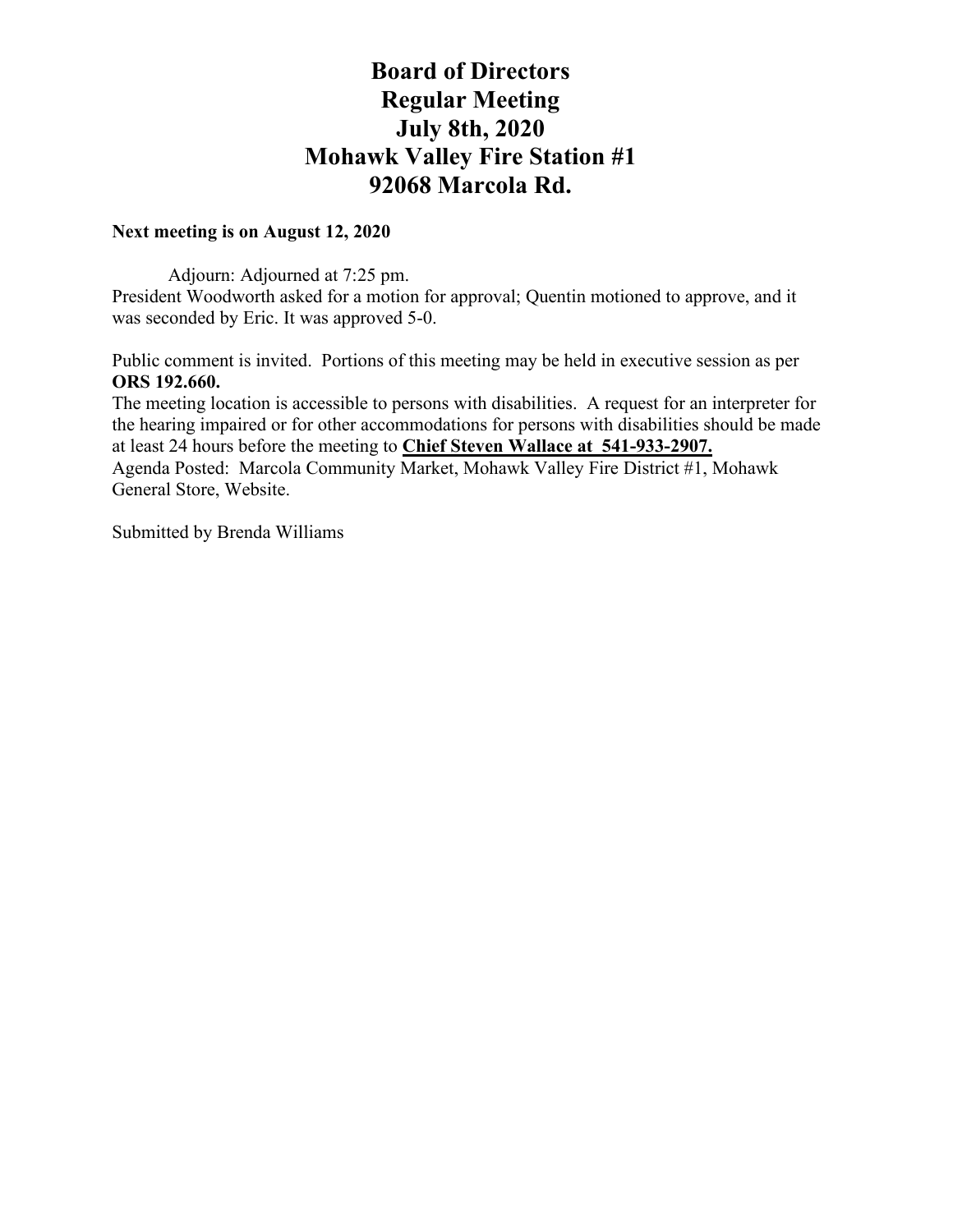# Board of Directors
# Regular Meeting
# July 8th, 2020
# Mohawk Valley Fire Station #1
# 92068 Marcola Rd.

**Next meeting is on August 12, 2020**

Adjourn: Adjourned at 7:25 pm.
President Woodworth asked for a motion for approval; Quentin motioned to approve, and it was seconded by Eric. It was approved 5-0.

Public comment is invited. Portions of this meeting may be held in executive session as per **ORS 192.660.**
The meeting location is accessible to persons with disabilities. A request for an interpreter for the hearing impaired or for other accommodations for persons with disabilities should be made at least 24 hours before the meeting to **Chief Steven Wallace at 541-933-2907.**
Agenda Posted: Marcola Community Market, Mohawk Valley Fire District #1, Mohawk General Store, Website.

Submitted by Brenda Williams